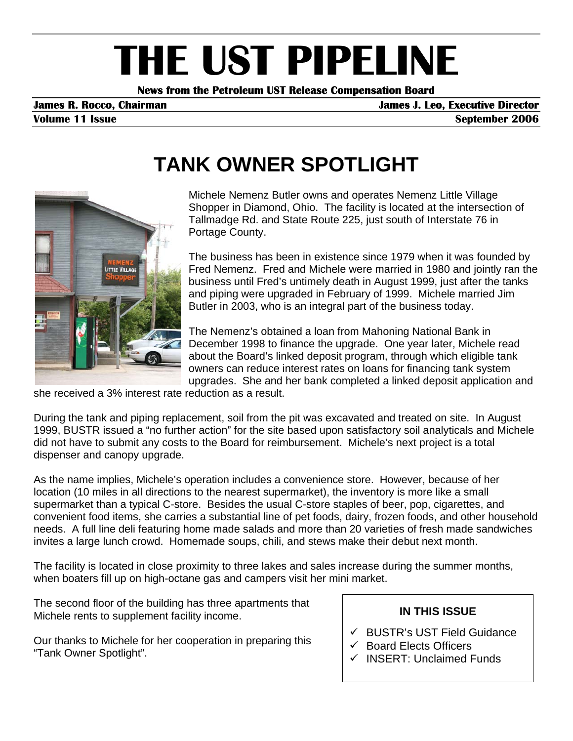# THE UST PIPELINE

**News from the Petroleum UST Release Compensation Board**

**James R. Rocco, Chairman** — **James J. Leo, Executive Director**

**Volume 11 Issue** — **September 2006**

## TANK OWNER SPOTLIGHT

Michele Nemenz Butler owns and operates Nemenz Little Village Shopper in Diamond, Ohio. The facility is located at the intersection of Tallmadge Rd. and State Route 225, just south of Interstate 76 in Portage County.

The business has been in existence since 1979 when it was founded by Fred Nemenz. Fred and Michele were married in 1980 and jointly ran the business until Fred's untimely death in August 1999, just after the tanks and piping were upgraded in February of 1999. Michele married Jim Butler in 2003, who is an integral part of the business today.

The Nemenz's obtained a loan from Mahoning National Bank in December 1998 to finance the upgrade. One year later, Michele read about the Board's linked deposit program, through which eligible tank owners can reduce interest rates on loans for financing tank system upgrades. She and her bank completed a linked deposit application and she received a 3% interest rate reduction as a result.

During the tank and piping replacement, soil from the pit was excavated and treated on site. In August 1999, BUSTR issued a "no further action" for the site based upon satisfactory soil analyticals and Michele did not have to submit any costs to the Board for reimbursement. Michele's next project is a total dispenser and canopy upgrade.

As the name implies, Michele's operation includes a convenience store. However, because of her location (10 miles in all directions to the nearest supermarket), the inventory is more like a small supermarket than a typical C-store. Besides the usual C-store staples of beer, pop, cigarettes, and convenient food items, she carries a substantial line of pet foods, dairy, frozen foods, and other household needs. A full line deli featuring home made salads and more than 20 varieties of fresh made sandwiches invites a large lunch crowd. Homemade soups, chili, and stews make their debut next month.

The facility is located in close proximity to three lakes and sales increase during the summer months, when boaters fill up on high-octane gas and campers visit her mini market.

The second floor of the building has three apartments that Michele rents to supplement facility income.

Our thanks to Michele for her cooperation in preparing this "Tank Owner Spotlight".

**IN THIS ISSUE**

- ✓ BUSTR's UST Field Guidance
- ✓ Board Elects Officers
- ✓ INSERT: Unclaimed Funds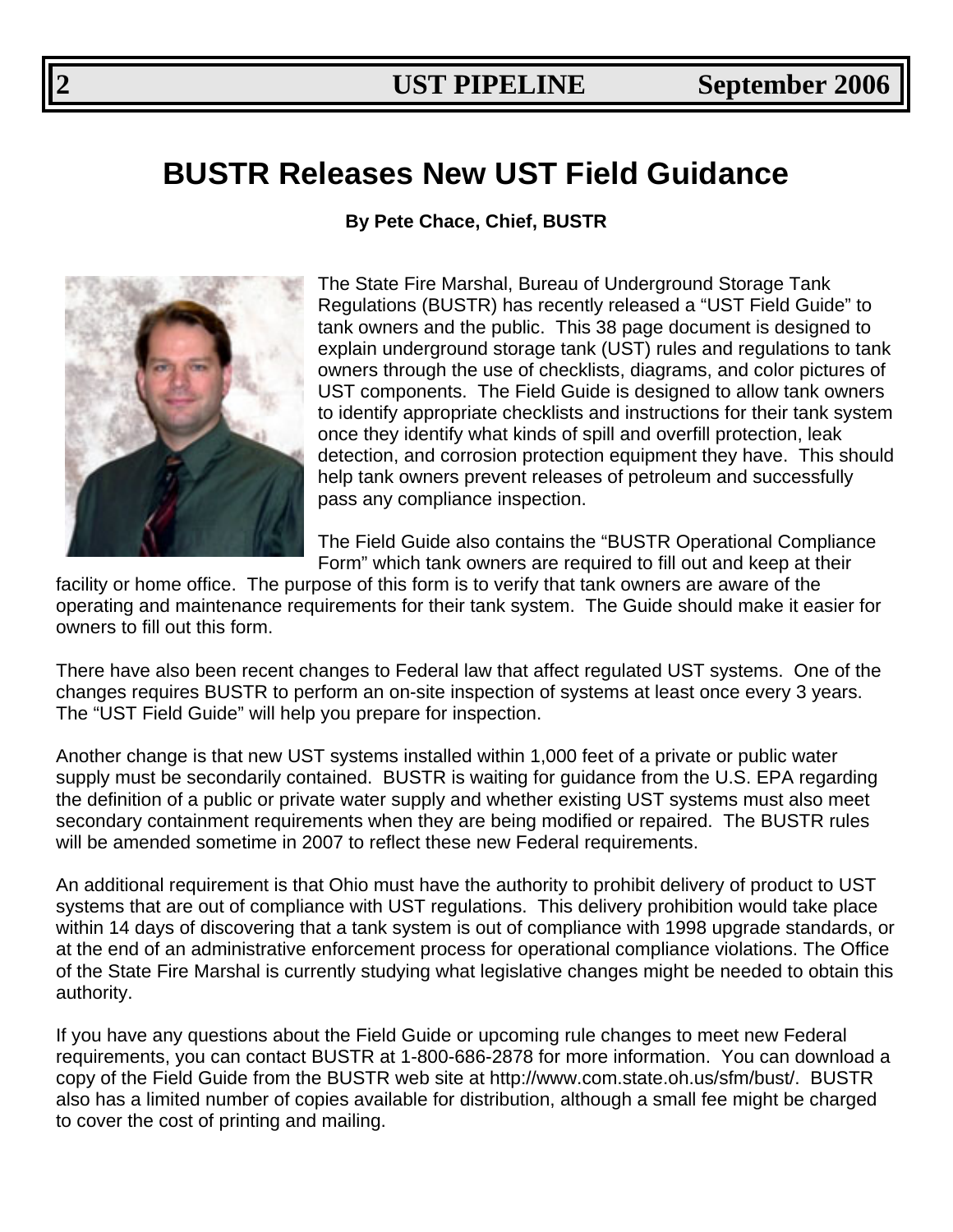# BUSTR Releases New UST Field Guidance

**By Pete Chace, Chief, BUSTR**

The State Fire Marshal, Bureau of Underground Storage Tank Regulations (BUSTR) has recently released a "UST Field Guide" to tank owners and the public. This 38 page document is designed to explain underground storage tank (UST) rules and regulations to tank owners through the use of checklists, diagrams, and color pictures of UST components. The Field Guide is designed to allow tank owners to identify appropriate checklists and instructions for their tank system once they identify what kinds of spill and overfill protection, leak detection, and corrosion protection equipment they have. This should help tank owners prevent releases of petroleum and successfully pass any compliance inspection.

The Field Guide also contains the "BUSTR Operational Compliance Form" which tank owners are required to fill out and keep at their facility or home office. The purpose of this form is to verify that tank owners are aware of the operating and maintenance requirements for their tank system. The Guide should make it easier for owners to fill out this form.

There have also been recent changes to Federal law that affect regulated UST systems. One of the changes requires BUSTR to perform an on-site inspection of systems at least once every 3 years. The "UST Field Guide" will help you prepare for inspection.

Another change is that new UST systems installed within 1,000 feet of a private or public water supply must be secondarily contained. BUSTR is waiting for guidance from the U.S. EPA regarding the definition of a public or private water supply and whether existing UST systems must also meet secondary containment requirements when they are being modified or repaired. The BUSTR rules will be amended sometime in 2007 to reflect these new Federal requirements.

An additional requirement is that Ohio must have the authority to prohibit delivery of product to UST systems that are out of compliance with UST regulations. This delivery prohibition would take place within 14 days of discovering that a tank system is out of compliance with 1998 upgrade standards, or at the end of an administrative enforcement process for operational compliance violations. The Office of the State Fire Marshal is currently studying what legislative changes might be needed to obtain this authority.

If you have any questions about the Field Guide or upcoming rule changes to meet new Federal requirements, you can contact BUSTR at 1-800-686-2878 for more information. You can download a copy of the Field Guide from the BUSTR web site at http://www.com.state.oh.us/sfm/bust/. BUSTR also has a limited number of copies available for distribution, although a small fee might be charged to cover the cost of printing and mailing.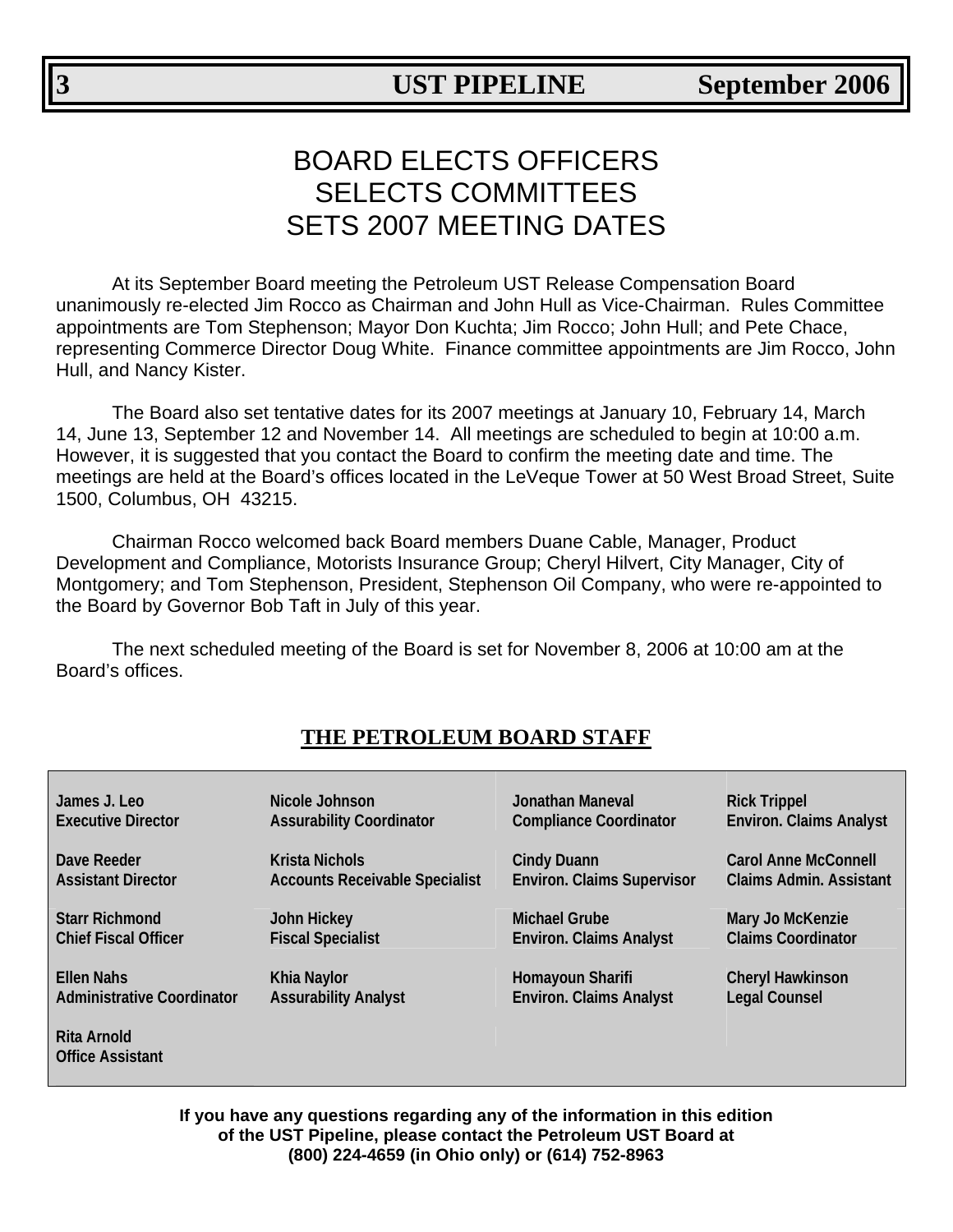# BOARD ELECTS OFFICERS
# SELECTS COMMITTEES
# SETS 2007 MEETING DATES

At its September Board meeting the Petroleum UST Release Compensation Board unanimously re-elected Jim Rocco as Chairman and John Hull as Vice-Chairman. Rules Committee appointments are Tom Stephenson; Mayor Don Kuchta; Jim Rocco; John Hull; and Pete Chace, representing Commerce Director Doug White. Finance committee appointments are Jim Rocco, John Hull, and Nancy Kister.

The Board also set tentative dates for its 2007 meetings at January 10, February 14, March 14, June 13, September 12 and November 14. All meetings are scheduled to begin at 10:00 a.m. However, it is suggested that you contact the Board to confirm the meeting date and time. The meetings are held at the Board's offices located in the LeVeque Tower at 50 West Broad Street, Suite 1500, Columbus, OH 43215.

Chairman Rocco welcomed back Board members Duane Cable, Manager, Product Development and Compliance, Motorists Insurance Group; Cheryl Hilvert, City Manager, City of Montgomery; and Tom Stephenson, President, Stephenson Oil Company, who were re-appointed to the Board by Governor Bob Taft in July of this year.

The next scheduled meeting of the Board is set for November 8, 2006 at 10:00 am at the Board's offices.

## THE PETROLEUM BOARD STAFF

| | | | |
|---|---|---|---|
| **James J. Leo**<br>**Executive Director** | **Nicole Johnson**<br>**Assurability Coordinator** | **Jonathan Maneval**<br>**Compliance Coordinator** | **Rick Trippel**<br>**Environ. Claims Analyst** |
| **Dave Reeder**<br>**Assistant Director** | **Krista Nichols**<br>**Accounts Receivable Specialist** | **Cindy Duann**<br>**Environ. Claims Supervisor** | **Carol Anne McConnell**<br>**Claims Admin. Assistant** |
| **Starr Richmond**<br>**Chief Fiscal Officer** | **John Hickey**<br>**Fiscal Specialist** | **Michael Grube**<br>**Environ. Claims Analyst** | **Mary Jo McKenzie**<br>**Claims Coordinator** |
| **Ellen Nahs**<br>**Administrative Coordinator** | **Khia Naylor**<br>**Assurability Analyst** | **Homayoun Sharifi**<br>**Environ. Claims Analyst** | **Cheryl Hawkinson**<br>**Legal Counsel** |
| **Rita Arnold**<br>**Office Assistant** | | | |

**If you have any questions regarding any of the information in this edition of the UST Pipeline, please contact the Petroleum UST Board at (800) 224-4659 (in Ohio only) or (614) 752-8963**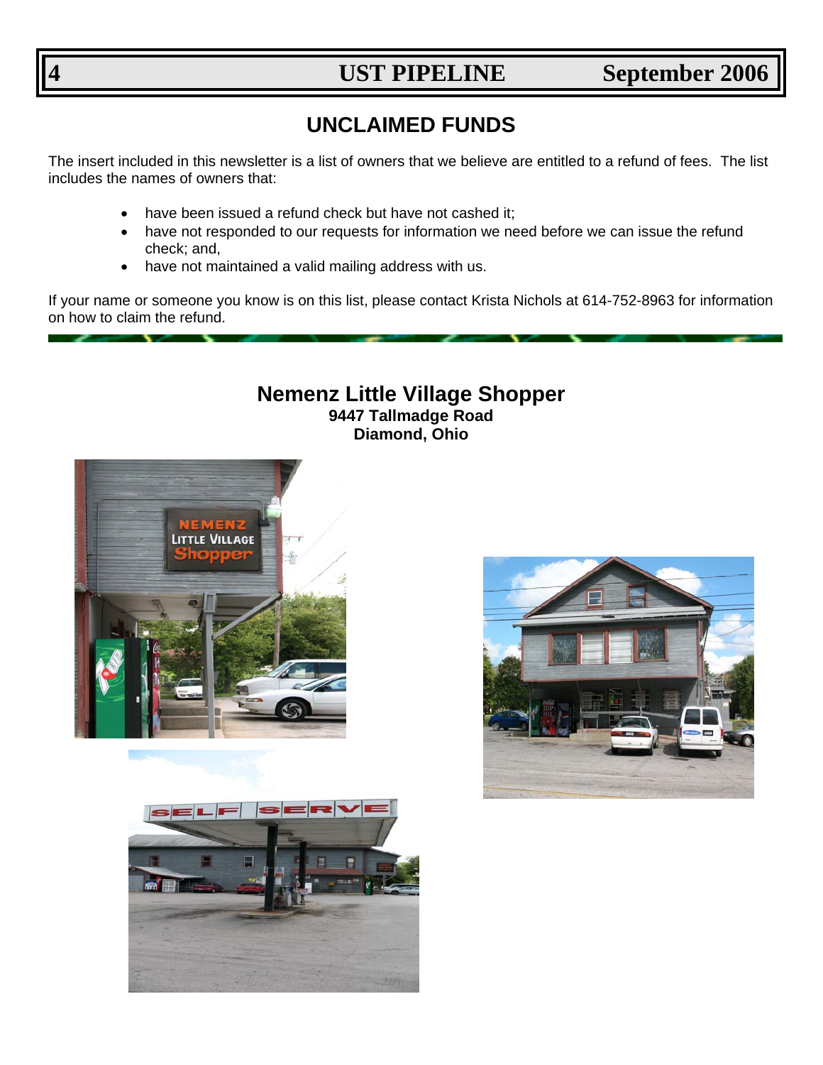## UNCLAIMED FUNDS

The insert included in this newsletter is a list of owners that we believe are entitled to a refund of fees. The list includes the names of owners that:

- have been issued a refund check but have not cashed it;
- have not responded to our requests for information we need before we can issue the refund check; and,
- have not maintained a valid mailing address with us.

If your name or someone you know is on this list, please contact Krista Nichols at 614-752-8963 for information on how to claim the refund.

## Nemenz Little Village Shopper

**9447 Tallmadge Road**
**Diamond, Ohio**